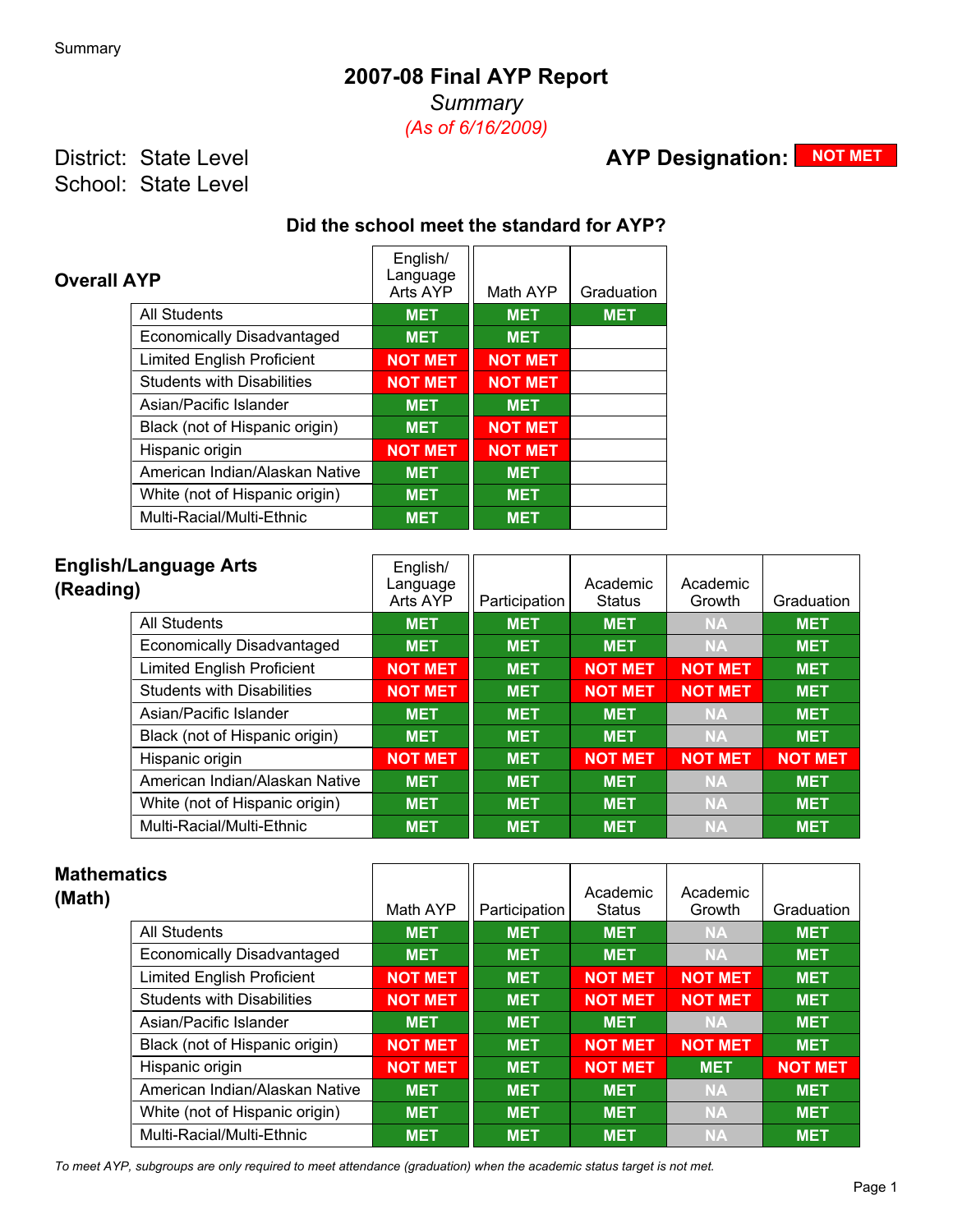Summary

# 2007-08 Final AYP Report

*Summary*

*(As of 6/16/2009)*

District: State Level
School: State Level

**AYP Designation: NOT MET**

### Did the school meet the standard for AYP?

## Overall AYP

| | English/ Language Arts AYP | Math AYP | Graduation |
|---|---|---|---|
| All Students | MET | MET | MET |
| Economically Disadvantaged | MET | MET | |
| Limited English Proficient | NOT MET | NOT MET | |
| Students with Disabilities | NOT MET | NOT MET | |
| Asian/Pacific Islander | MET | MET | |
| Black (not of Hispanic origin) | MET | NOT MET | |
| Hispanic origin | NOT MET | NOT MET | |
| American Indian/Alaskan Native | MET | MET | |
| White (not of Hispanic origin) | MET | MET | |
| Multi-Racial/Multi-Ethnic | MET | MET | |

## English/Language Arts (Reading)

| | English/ Language Arts AYP | Participation | Academic Status | Academic Growth | Graduation |
|---|---|---|---|---|---|
| All Students | MET | MET | MET | NA | MET |
| Economically Disadvantaged | MET | MET | MET | NA | MET |
| Limited English Proficient | NOT MET | MET | NOT MET | NOT MET | MET |
| Students with Disabilities | NOT MET | MET | NOT MET | NOT MET | MET |
| Asian/Pacific Islander | MET | MET | MET | NA | MET |
| Black (not of Hispanic origin) | MET | MET | MET | NA | MET |
| Hispanic origin | NOT MET | MET | NOT MET | NOT MET | NOT MET |
| American Indian/Alaskan Native | MET | MET | MET | NA | MET |
| White (not of Hispanic origin) | MET | MET | MET | NA | MET |
| Multi-Racial/Multi-Ethnic | MET | MET | MET | NA | MET |

## Mathematics (Math)

| | Math AYP | Participation | Academic Status | Academic Growth | Graduation |
|---|---|---|---|---|---|
| All Students | MET | MET | MET | NA | MET |
| Economically Disadvantaged | MET | MET | MET | NA | MET |
| Limited English Proficient | NOT MET | MET | NOT MET | NOT MET | MET |
| Students with Disabilities | NOT MET | MET | NOT MET | NOT MET | MET |
| Asian/Pacific Islander | MET | MET | MET | NA | MET |
| Black (not of Hispanic origin) | NOT MET | MET | NOT MET | NOT MET | MET |
| Hispanic origin | NOT MET | MET | NOT MET | MET | NOT MET |
| American Indian/Alaskan Native | MET | MET | MET | NA | MET |
| White (not of Hispanic origin) | MET | MET | MET | NA | MET |
| Multi-Racial/Multi-Ethnic | MET | MET | MET | NA | MET |

*To meet AYP, subgroups are only required to meet attendance (graduation) when the academic status target is not met.*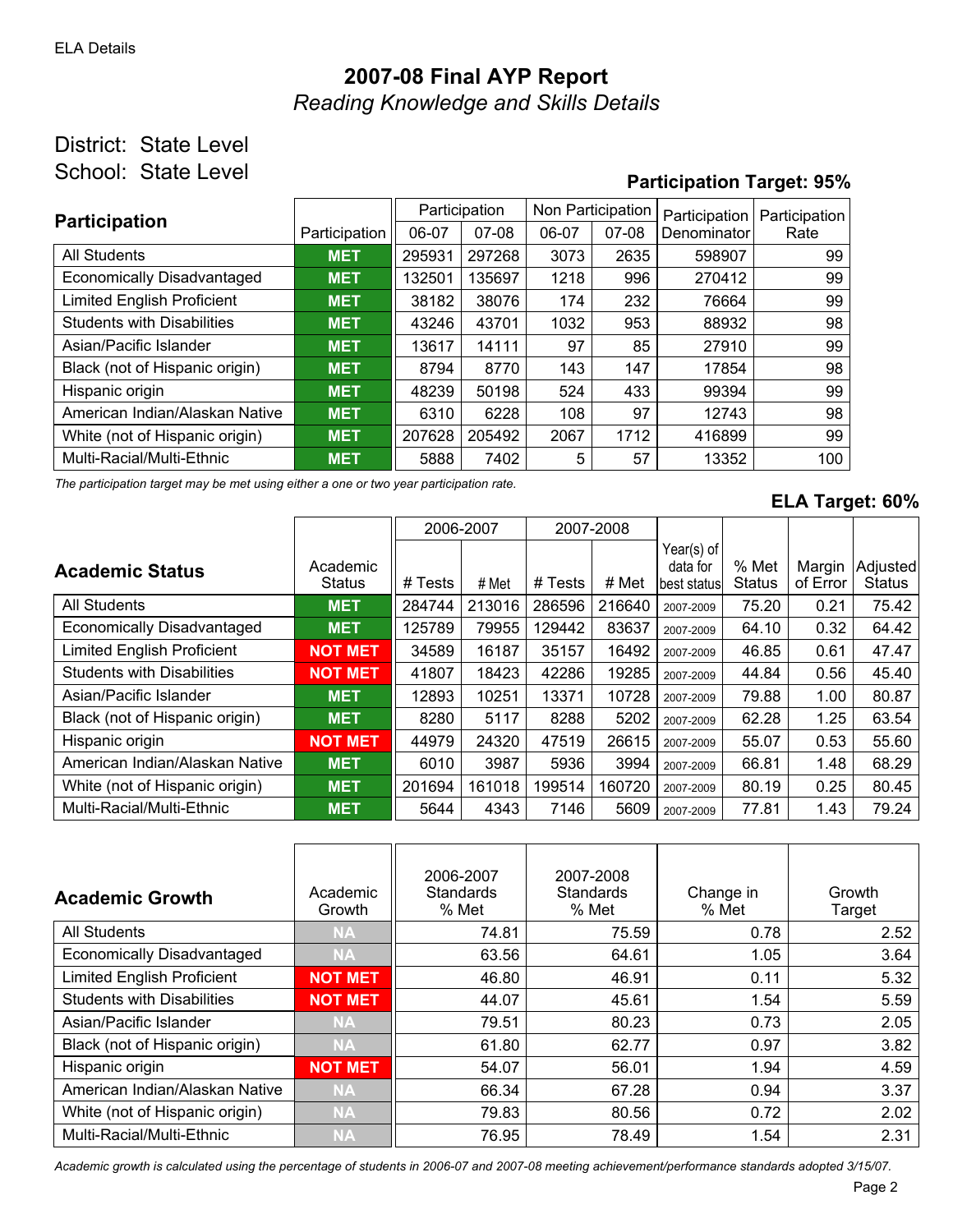ELA Details

# 2007-08 Final AYP Report

*Reading Knowledge and Skills Details*

District: State Level

School: State Level

**Participation Target: 95%**

| Participation | Participation | Participation 06-07 | Participation 07-08 | Non Participation 06-07 | Non Participation 07-08 | Participation Denominator | Participation Rate |
|---|---|---|---|---|---|---|---|
| All Students | MET | 295931 | 297268 | 3073 | 2635 | 598907 | 99 |
| Economically Disadvantaged | MET | 132501 | 135697 | 1218 | 996 | 270412 | 99 |
| Limited English Proficient | MET | 38182 | 38076 | 174 | 232 | 76664 | 99 |
| Students with Disabilities | MET | 43246 | 43701 | 1032 | 953 | 88932 | 98 |
| Asian/Pacific Islander | MET | 13617 | 14111 | 97 | 85 | 27910 | 99 |
| Black (not of Hispanic origin) | MET | 8794 | 8770 | 143 | 147 | 17854 | 98 |
| Hispanic origin | MET | 48239 | 50198 | 524 | 433 | 99394 | 99 |
| American Indian/Alaskan Native | MET | 6310 | 6228 | 108 | 97 | 12743 | 98 |
| White (not of Hispanic origin) | MET | 207628 | 205492 | 2067 | 1712 | 416899 | 99 |
| Multi-Racial/Multi-Ethnic | MET | 5888 | 7402 | 5 | 57 | 13352 | 100 |

*The participation target may be met using either a one or two year participation rate.*

**ELA Target: 60%**

| Academic Status | Academic Status | 2006-2007 # Tests | 2006-2007 # Met | 2007-2008 # Tests | 2007-2008 # Met | Year(s) of data for best status | % Met Status | Margin of Error | Adjusted Status |
|---|---|---|---|---|---|---|---|---|---|
| All Students | MET | 284744 | 213016 | 286596 | 216640 | 2007-2009 | 75.20 | 0.21 | 75.42 |
| Economically Disadvantaged | MET | 125789 | 79955 | 129442 | 83637 | 2007-2009 | 64.10 | 0.32 | 64.42 |
| Limited English Proficient | NOT MET | 34589 | 16187 | 35157 | 16492 | 2007-2009 | 46.85 | 0.61 | 47.47 |
| Students with Disabilities | NOT MET | 41807 | 18423 | 42286 | 19285 | 2007-2009 | 44.84 | 0.56 | 45.40 |
| Asian/Pacific Islander | MET | 12893 | 10251 | 13371 | 10728 | 2007-2009 | 79.88 | 1.00 | 80.87 |
| Black (not of Hispanic origin) | MET | 8280 | 5117 | 8288 | 5202 | 2007-2009 | 62.28 | 1.25 | 63.54 |
| Hispanic origin | NOT MET | 44979 | 24320 | 47519 | 26615 | 2007-2009 | 55.07 | 0.53 | 55.60 |
| American Indian/Alaskan Native | MET | 6010 | 3987 | 5936 | 3994 | 2007-2009 | 66.81 | 1.48 | 68.29 |
| White (not of Hispanic origin) | MET | 201694 | 161018 | 199514 | 160720 | 2007-2009 | 80.19 | 0.25 | 80.45 |
| Multi-Racial/Multi-Ethnic | MET | 5644 | 4343 | 7146 | 5609 | 2007-2009 | 77.81 | 1.43 | 79.24 |

| Academic Growth | Academic Growth | 2006-2007 Standards % Met | 2007-2008 Standards % Met | Change in % Met | Growth Target |
|---|---|---|---|---|---|
| All Students | NA | 74.81 | 75.59 | 0.78 | 2.52 |
| Economically Disadvantaged | NA | 63.56 | 64.61 | 1.05 | 3.64 |
| Limited English Proficient | NOT MET | 46.80 | 46.91 | 0.11 | 5.32 |
| Students with Disabilities | NOT MET | 44.07 | 45.61 | 1.54 | 5.59 |
| Asian/Pacific Islander | NA | 79.51 | 80.23 | 0.73 | 2.05 |
| Black (not of Hispanic origin) | NA | 61.80 | 62.77 | 0.97 | 3.82 |
| Hispanic origin | NOT MET | 54.07 | 56.01 | 1.94 | 4.59 |
| American Indian/Alaskan Native | NA | 66.34 | 67.28 | 0.94 | 3.37 |
| White (not of Hispanic origin) | NA | 79.83 | 80.56 | 0.72 | 2.02 |
| Multi-Racial/Multi-Ethnic | NA | 76.95 | 78.49 | 1.54 | 2.31 |

*Academic growth is calculated using the percentage of students in 2006-07 and 2007-08 meeting achievement/performance standards adopted 3/15/07.*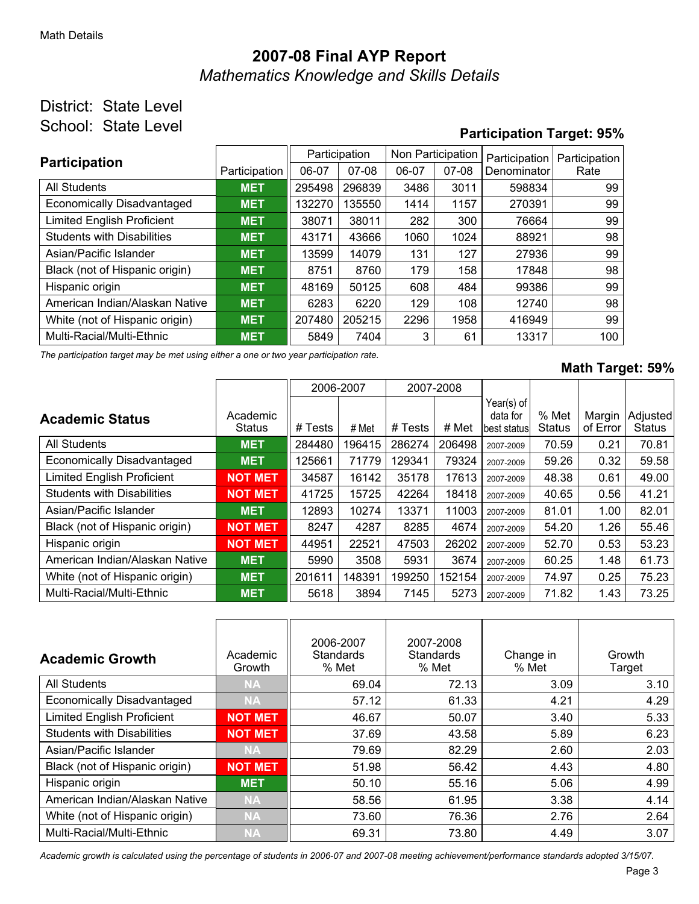Math Details

# 2007-08 Final AYP Report

*Mathematics Knowledge and Skills Details*

District: State Level

School: State Level

**Participation Target: 95%**

| Participation | Participation | Participation | | Non Participation | | Participation Denominator | Participation Rate |
|---|---|---|---|---|---|---|---|
| | | 06-07 | 07-08 | 06-07 | 07-08 | | |
| All Students | MET | 295498 | 296839 | 3486 | 3011 | 598834 | 99 |
| Economically Disadvantaged | MET | 132270 | 135550 | 1414 | 1157 | 270391 | 99 |
| Limited English Proficient | MET | 38071 | 38011 | 282 | 300 | 76664 | 99 |
| Students with Disabilities | MET | 43171 | 43666 | 1060 | 1024 | 88921 | 98 |
| Asian/Pacific Islander | MET | 13599 | 14079 | 131 | 127 | 27936 | 99 |
| Black (not of Hispanic origin) | MET | 8751 | 8760 | 179 | 158 | 17848 | 98 |
| Hispanic origin | MET | 48169 | 50125 | 608 | 484 | 99386 | 99 |
| American Indian/Alaskan Native | MET | 6283 | 6220 | 129 | 108 | 12740 | 98 |
| White (not of Hispanic origin) | MET | 207480 | 205215 | 2296 | 1958 | 416949 | 99 |
| Multi-Racial/Multi-Ethnic | MET | 5849 | 7404 | 3 | 61 | 13317 | 100 |

*The participation target may be met using either a one or two year participation rate.*

**Math Target: 59%**

| Academic Status | Academic Status | 2006-2007 | | 2007-2008 | | Year(s) of data for best status | % Met Status | Margin of Error | Adjusted Status |
|---|---|---|---|---|---|---|---|---|---|
| | | # Tests | # Met | # Tests | # Met | | | | |
| All Students | MET | 284480 | 196415 | 286274 | 206498 | 2007-2009 | 70.59 | 0.21 | 70.81 |
| Economically Disadvantaged | MET | 125661 | 71779 | 129341 | 79324 | 2007-2009 | 59.26 | 0.32 | 59.58 |
| Limited English Proficient | NOT MET | 34587 | 16142 | 35178 | 17613 | 2007-2009 | 48.38 | 0.61 | 49.00 |
| Students with Disabilities | NOT MET | 41725 | 15725 | 42264 | 18418 | 2007-2009 | 40.65 | 0.56 | 41.21 |
| Asian/Pacific Islander | MET | 12893 | 10274 | 13371 | 11003 | 2007-2009 | 81.01 | 1.00 | 82.01 |
| Black (not of Hispanic origin) | NOT MET | 8247 | 4287 | 8285 | 4674 | 2007-2009 | 54.20 | 1.26 | 55.46 |
| Hispanic origin | NOT MET | 44951 | 22521 | 47503 | 26202 | 2007-2009 | 52.70 | 0.53 | 53.23 |
| American Indian/Alaskan Native | MET | 5990 | 3508 | 5931 | 3674 | 2007-2009 | 60.25 | 1.48 | 61.73 |
| White (not of Hispanic origin) | MET | 201611 | 148391 | 199250 | 152154 | 2007-2009 | 74.97 | 0.25 | 75.23 |
| Multi-Racial/Multi-Ethnic | MET | 5618 | 3894 | 7145 | 5273 | 2007-2009 | 71.82 | 1.43 | 73.25 |

| Academic Growth | Academic Growth | 2006-2007 Standards % Met | 2007-2008 Standards % Met | Change in % Met | Growth Target |
|---|---|---|---|---|---|
| All Students | NA | 69.04 | 72.13 | 3.09 | 3.10 |
| Economically Disadvantaged | NA | 57.12 | 61.33 | 4.21 | 4.29 |
| Limited English Proficient | NOT MET | 46.67 | 50.07 | 3.40 | 5.33 |
| Students with Disabilities | NOT MET | 37.69 | 43.58 | 5.89 | 6.23 |
| Asian/Pacific Islander | NA | 79.69 | 82.29 | 2.60 | 2.03 |
| Black (not of Hispanic origin) | NOT MET | 51.98 | 56.42 | 4.43 | 4.80 |
| Hispanic origin | MET | 50.10 | 55.16 | 5.06 | 4.99 |
| American Indian/Alaskan Native | NA | 58.56 | 61.95 | 3.38 | 4.14 |
| White (not of Hispanic origin) | NA | 73.60 | 76.36 | 2.76 | 2.64 |
| Multi-Racial/Multi-Ethnic | NA | 69.31 | 73.80 | 4.49 | 3.07 |

*Academic growth is calculated using the percentage of students in 2006-07 and 2007-08 meeting achievement/performance standards adopted 3/15/07.*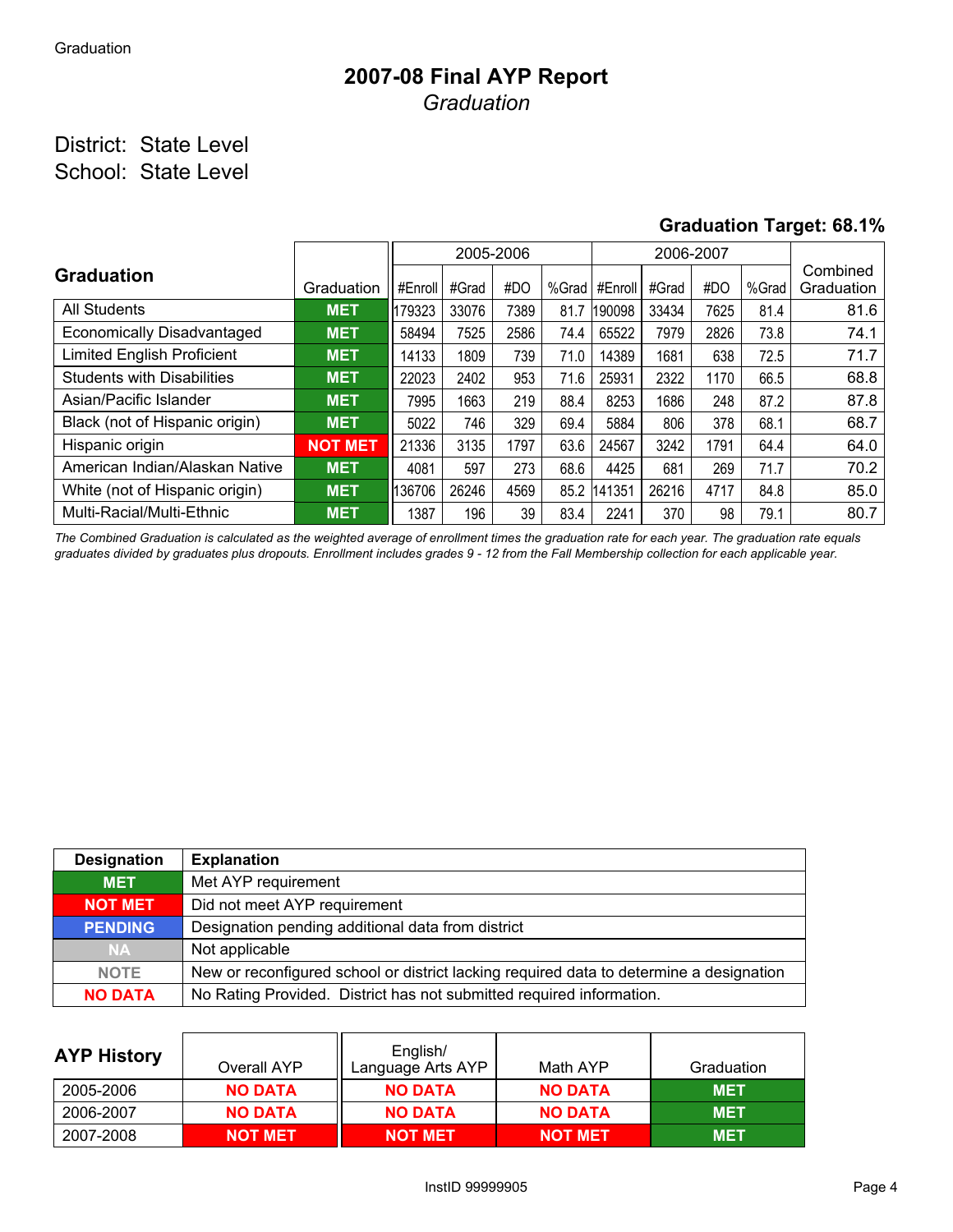# 2007-08 Final AYP Report

*Graduation*

District: State Level

School: State Level

**Graduation Target: 68.1%**

| Graduation | Graduation | 2005-2006 | | | | 2006-2007 | | | | Combined Graduation |
|---|---|---|---|---|---|---|---|---|---|---|
| | | #Enroll | #Grad | #DO | %Grad | #Enroll | #Grad | #DO | %Grad | |
| All Students | MET | 179323 | 33076 | 7389 | 81.7 | 190098 | 33434 | 7625 | 81.4 | 81.6 |
| Economically Disadvantaged | MET | 58494 | 7525 | 2586 | 74.4 | 65522 | 7979 | 2826 | 73.8 | 74.1 |
| Limited English Proficient | MET | 14133 | 1809 | 739 | 71.0 | 14389 | 1681 | 638 | 72.5 | 71.7 |
| Students with Disabilities | MET | 22023 | 2402 | 953 | 71.6 | 25931 | 2322 | 1170 | 66.5 | 68.8 |
| Asian/Pacific Islander | MET | 7995 | 1663 | 219 | 88.4 | 8253 | 1686 | 248 | 87.2 | 87.8 |
| Black (not of Hispanic origin) | MET | 5022 | 746 | 329 | 69.4 | 5884 | 806 | 378 | 68.1 | 68.7 |
| Hispanic origin | NOT MET | 21336 | 3135 | 1797 | 63.6 | 24567 | 3242 | 1791 | 64.4 | 64.0 |
| American Indian/Alaskan Native | MET | 4081 | 597 | 273 | 68.6 | 4425 | 681 | 269 | 71.7 | 70.2 |
| White (not of Hispanic origin) | MET | 136706 | 26246 | 4569 | 85.2 | 141351 | 26216 | 4717 | 84.8 | 85.0 |
| Multi-Racial/Multi-Ethnic | MET | 1387 | 196 | 39 | 83.4 | 2241 | 370 | 98 | 79.1 | 80.7 |

*The Combined Graduation is calculated as the weighted average of enrollment times the graduation rate for each year. The graduation rate equals graduates divided by graduates plus dropouts. Enrollment includes grades 9 - 12 from the Fall Membership collection for each applicable year.*

| Designation | Explanation |
|---|---|
| MET | Met AYP requirement |
| NOT MET | Did not meet AYP requirement |
| PENDING | Designation pending additional data from district |
| NA | Not applicable |
| NOTE | New or reconfigured school or district lacking required data to determine a designation |
| NO DATA | No Rating Provided. District has not submitted required information. |

| AYP History | Overall AYP | English/ Language Arts AYP | Math AYP | Graduation |
|---|---|---|---|---|
| 2005-2006 | NO DATA | NO DATA | NO DATA | MET |
| 2006-2007 | NO DATA | NO DATA | NO DATA | MET |
| 2007-2008 | NOT MET | NOT MET | NOT MET | MET |

InstID 99999905